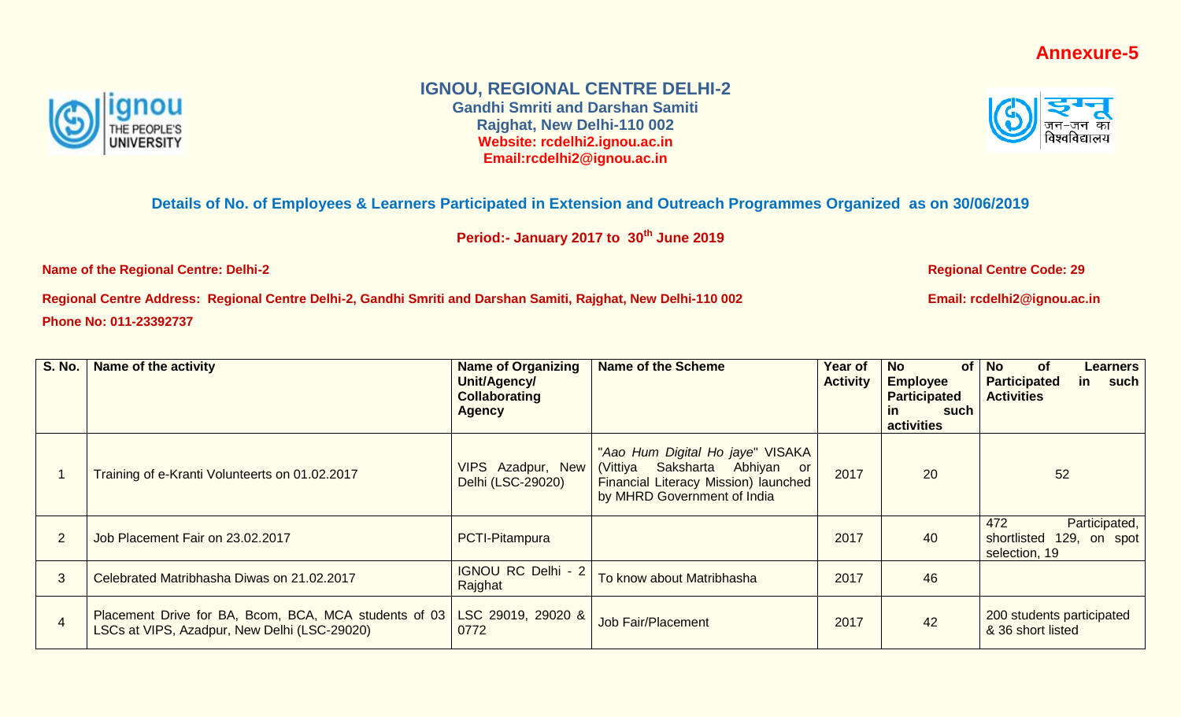**Annexure-5**

# IGNOU, REGIONAL CENTRE DELHI-2

**Gandhi Smriti and Darshan Samiti**
**Rajghat, New Delhi-110 002**
**Website: rcdelhi2.ignou.ac.in**
**Email:rcdelhi2@ignou.ac.in**

## Details of No. of Employees & Learners Participated in Extension and Outreach Programmes Organized as on 30/06/2019

**Period:- January 2017 to 30th June 2019**

**Name of the Regional Centre: Delhi-2**

**Regional Centre Code: 29**

**Regional Centre Address: Regional Centre Delhi-2, Gandhi Smriti and Darshan Samiti, Rajghat, New Delhi-110 002**

**Email: rcdelhi2@ignou.ac.in**

**Phone No: 011-23392737**

| S. No. | Name of the activity | Name of Organizing Unit/Agency/ Collaborating Agency | Name of the Scheme | Year of Activity | No of Employee Participated in such activities | No of Learners Participated in such Activities |
|---|---|---|---|---|---|---|
| 1 | Training of e-Kranti Volunteerts on 01.02.2017 | VIPS Azadpur, New Delhi (LSC-29020) | "*Aao Hum Digital Ho jaye*" VISAKA (Vittiya Saksharta Abhiyan or Financial Literacy Mission) launched by MHRD Government of India | 2017 | 20 | 52 |
| 2 | Job Placement Fair on 23.02.2017 | PCTI-Pitampura | | 2017 | 40 | 472 Participated, shortlisted 129, on spot selection, 19 |
| 3 | Celebrated Matribhasha Diwas on 21.02.2017 | IGNOU RC Delhi - 2 Rajghat | To know about Matribhasha | 2017 | 46 | |
| 4 | Placement Drive for BA, Bcom, BCA, MCA students of 03 LSCs at VIPS, Azadpur, New Delhi (LSC-29020) | LSC 29019, 29020 & 0772 | Job Fair/Placement | 2017 | 42 | 200 students participated & 36 short listed |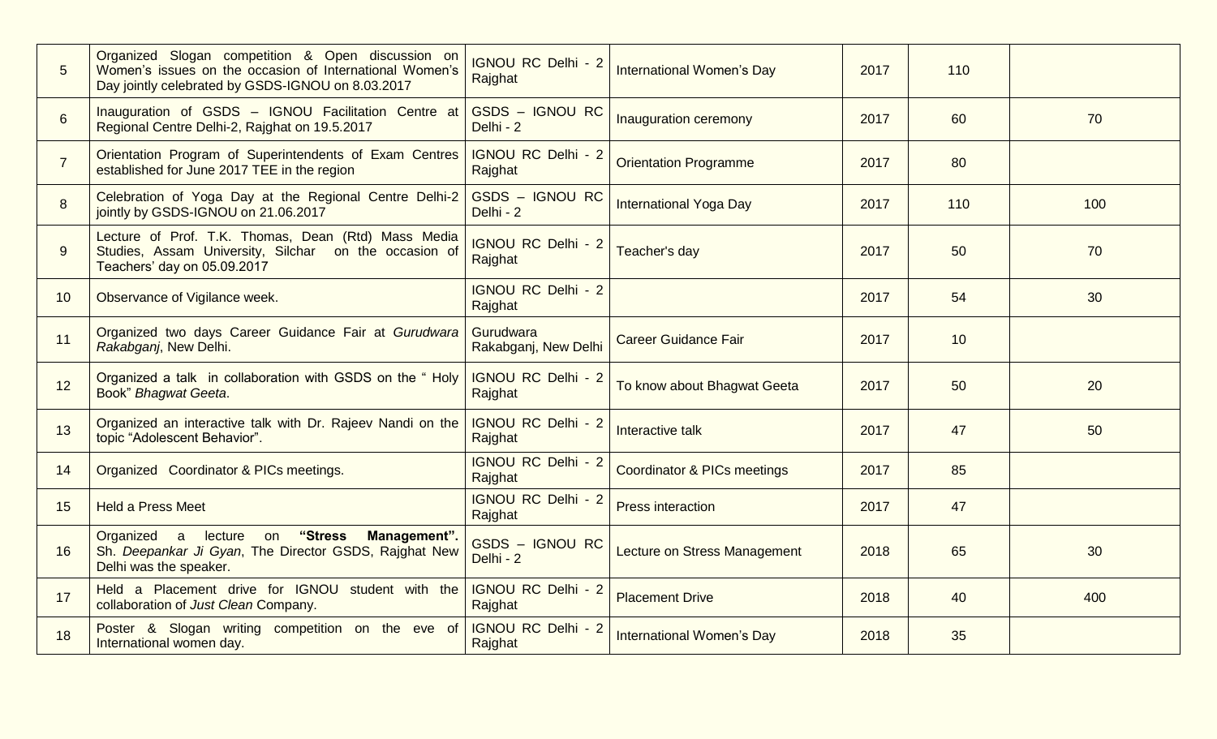| | | | | | | |
|---|---|---|---|---|---|---|
| 5 | Organized Slogan competition & Open discussion on Women's issues on the occasion of International Women's Day jointly celebrated by GSDS-IGNOU on 8.03.2017 | IGNOU RC Delhi - 2 Rajghat | International Women's Day | 2017 | 110 | |
| 6 | Inauguration of GSDS – IGNOU Facilitation Centre at Regional Centre Delhi-2, Rajghat on 19.5.2017 | GSDS – IGNOU RC Delhi - 2 | Inauguration ceremony | 2017 | 60 | 70 |
| 7 | Orientation Program of Superintendents of Exam Centres established for June 2017 TEE in the region | IGNOU RC Delhi - 2 Rajghat | Orientation Programme | 2017 | 80 | |
| 8 | Celebration of Yoga Day at the Regional Centre Delhi-2 jointly by GSDS-IGNOU on 21.06.2017 | GSDS – IGNOU RC Delhi - 2 | International Yoga Day | 2017 | 110 | 100 |
| 9 | Lecture of Prof. T.K. Thomas, Dean (Rtd) Mass Media Studies, Assam University, Silchar on the occasion of Teachers' day on 05.09.2017 | IGNOU RC Delhi - 2 Rajghat | Teacher's day | 2017 | 50 | 70 |
| 10 | Observance of Vigilance week. | IGNOU RC Delhi - 2 Rajghat | | 2017 | 54 | 30 |
| 11 | Organized two days Career Guidance Fair at *Gurudwara Rakabganj*, New Delhi. | Gurudwara Rakabganj, New Delhi | Career Guidance Fair | 2017 | 10 | |
| 12 | Organized a talk in collaboration with GSDS on the " Holy Book" *Bhagwat Geeta*. | IGNOU RC Delhi - 2 Rajghat | To know about Bhagwat Geeta | 2017 | 50 | 20 |
| 13 | Organized an interactive talk with Dr. Rajeev Nandi on the topic "Adolescent Behavior". | IGNOU RC Delhi - 2 Rajghat | Interactive talk | 2017 | 47 | 50 |
| 14 | Organized Coordinator & PICs meetings. | IGNOU RC Delhi - 2 Rajghat | Coordinator & PICs meetings | 2017 | 85 | |
| 15 | Held a Press Meet | IGNOU RC Delhi - 2 Rajghat | Press interaction | 2017 | 47 | |
| 16 | Organized a lecture on **"Stress Management".** Sh. *Deepankar Ji Gyan*, The Director GSDS, Rajghat New Delhi was the speaker. | GSDS – IGNOU RC Delhi - 2 | Lecture on Stress Management | 2018 | 65 | 30 |
| 17 | Held a Placement drive for IGNOU student with the collaboration of *Just Clean* Company. | IGNOU RC Delhi - 2 Rajghat | Placement Drive | 2018 | 40 | 400 |
| 18 | Poster & Slogan writing competition on the eve of International women day. | IGNOU RC Delhi - 2 Rajghat | International Women's Day | 2018 | 35 | |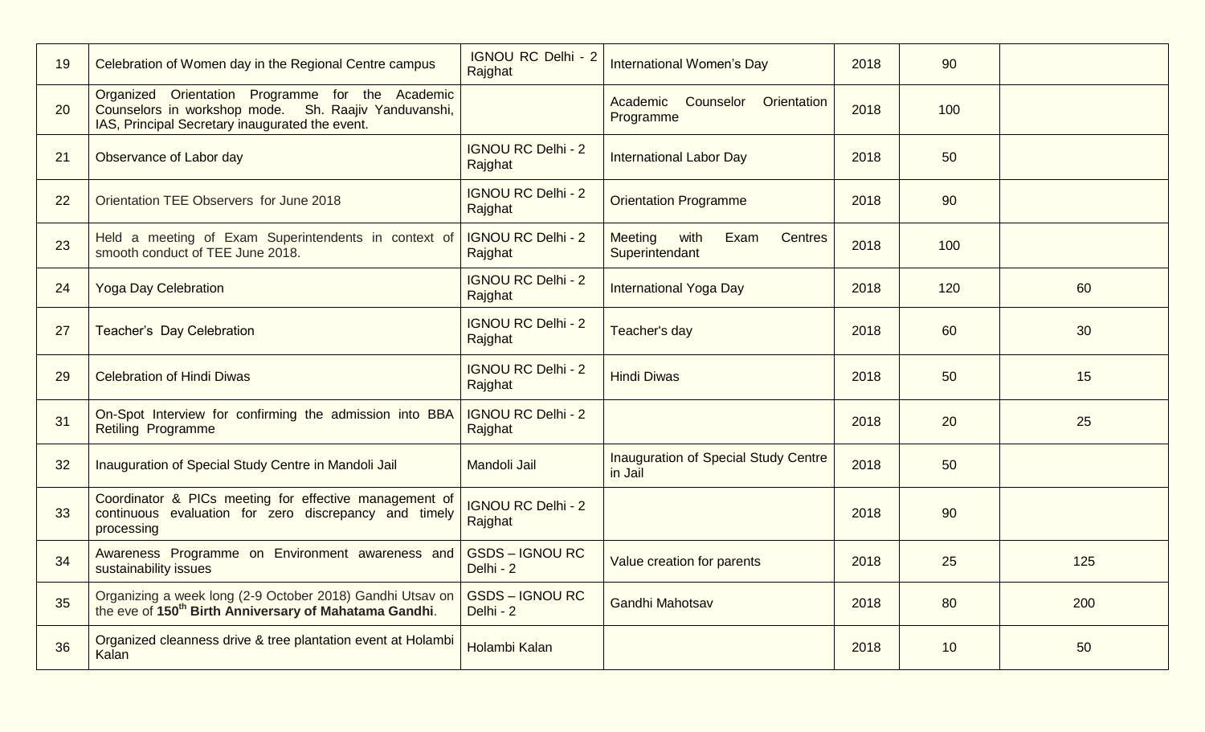| | | | | | | |
|---|---|---|---|---|---|---|
| 19 | Celebration of Women day in the Regional Centre campus | IGNOU RC Delhi - 2 Rajghat | International Women's Day | 2018 | 90 | |
| 20 | Organized Orientation Programme for the Academic Counselors in workshop mode. Sh. Raajiv Yanduvanshi, IAS, Principal Secretary inaugurated the event. | | Academic Counselor Orientation Programme | 2018 | 100 | |
| 21 | Observance of Labor day | IGNOU RC Delhi - 2 Rajghat | International Labor Day | 2018 | 50 | |
| 22 | Orientation TEE Observers for June 2018 | IGNOU RC Delhi - 2 Rajghat | Orientation Programme | 2018 | 90 | |
| 23 | Held a meeting of Exam Superintendents in context of smooth conduct of TEE June 2018. | IGNOU RC Delhi - 2 Rajghat | Meeting with Exam Centres Superintendant | 2018 | 100 | |
| 24 | Yoga Day Celebration | IGNOU RC Delhi - 2 Rajghat | International Yoga Day | 2018 | 120 | 60 |
| 27 | Teacher's Day Celebration | IGNOU RC Delhi - 2 Rajghat | Teacher's day | 2018 | 60 | 30 |
| 29 | Celebration of Hindi Diwas | IGNOU RC Delhi - 2 Rajghat | Hindi Diwas | 2018 | 50 | 15 |
| 31 | On-Spot Interview for confirming the admission into BBA Retiling Programme | IGNOU RC Delhi - 2 Rajghat | | 2018 | 20 | 25 |
| 32 | Inauguration of Special Study Centre in Mandoli Jail | Mandoli Jail | Inauguration of Special Study Centre in Jail | 2018 | 50 | |
| 33 | Coordinator & PICs meeting for effective management of continuous evaluation for zero discrepancy and timely processing | IGNOU RC Delhi - 2 Rajghat | | 2018 | 90 | |
| 34 | Awareness Programme on Environment awareness and sustainability issues | GSDS – IGNOU RC Delhi - 2 | Value creation for parents | 2018 | 25 | 125 |
| 35 | Organizing a week long (2-9 October 2018) Gandhi Utsav on the eve of **150th Birth Anniversary of Mahatama Gandhi**. | GSDS – IGNOU RC Delhi - 2 | Gandhi Mahotsav | 2018 | 80 | 200 |
| 36 | Organized cleanness drive & tree plantation event at Holambi Kalan | Holambi Kalan | | 2018 | 10 | 50 |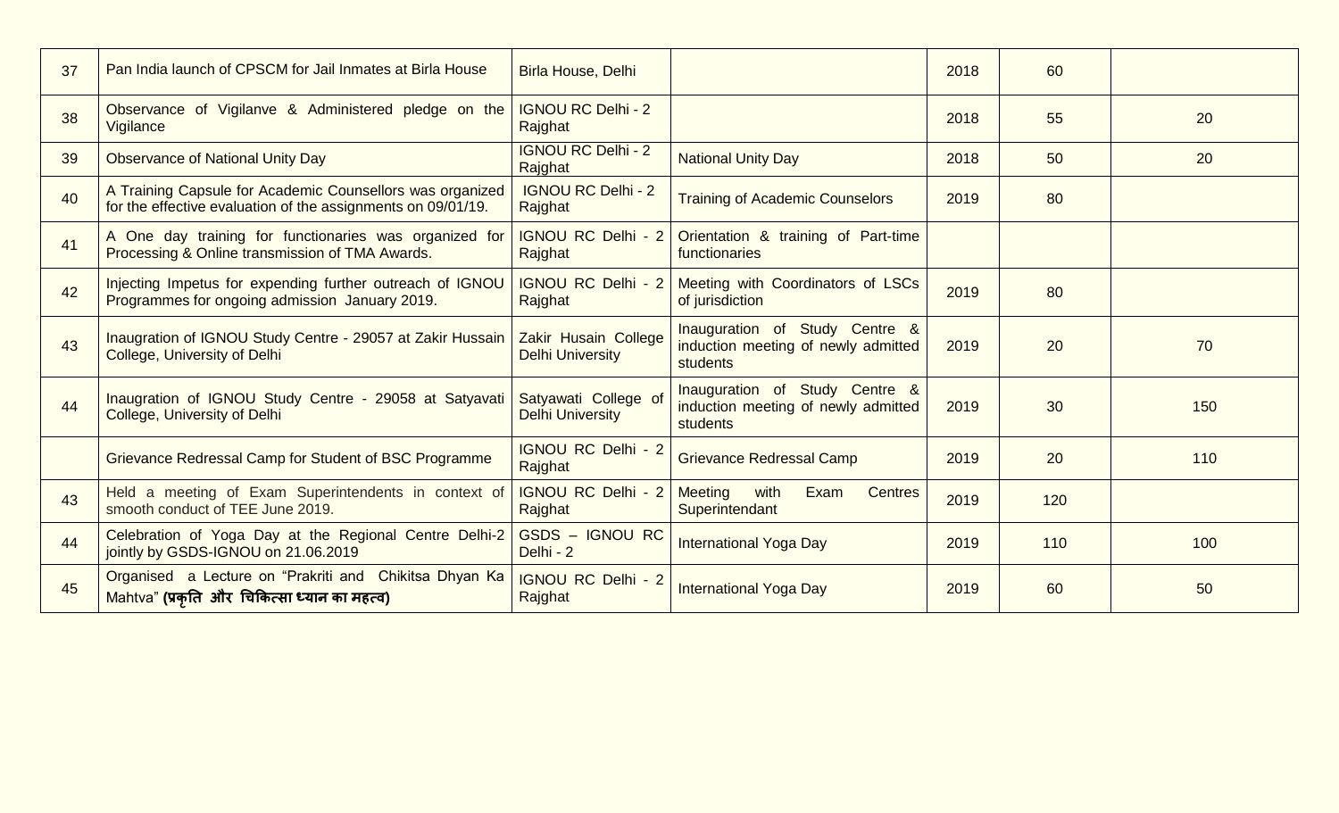| | | | | | | |
|---|---|---|---|---|---|---|
| 37 | Pan India launch of CPSCM for Jail Inmates at Birla House | Birla House, Delhi | | 2018 | 60 | |
| 38 | Observance of Vigilanve & Administered pledge on the Vigilance | IGNOU RC Delhi - 2 Rajghat | | 2018 | 55 | 20 |
| 39 | Observance of National Unity Day | IGNOU RC Delhi - 2 Rajghat | National Unity Day | 2018 | 50 | 20 |
| 40 | A Training Capsule for Academic Counsellors was organized for the effective evaluation of the assignments on 09/01/19. | IGNOU RC Delhi - 2 Rajghat | Training of Academic Counselors | 2019 | 80 | |
| 41 | A One day training for functionaries was organized for Processing & Online transmission of TMA Awards. | IGNOU RC Delhi - 2 Rajghat | Orientation & training of Part-time functionaries | | | |
| 42 | Injecting Impetus for expending further outreach of IGNOU Programmes for ongoing admission January 2019. | IGNOU RC Delhi - 2 Rajghat | Meeting with Coordinators of LSCs of jurisdiction | 2019 | 80 | |
| 43 | Inaugration of IGNOU Study Centre - 29057 at Zakir Hussain College, University of Delhi | Zakir Husain College Delhi University | Inauguration of Study Centre & induction meeting of newly admitted students | 2019 | 20 | 70 |
| 44 | Inaugration of IGNOU Study Centre - 29058 at Satyavati College, University of Delhi | Satyawati College of Delhi University | Inauguration of Study Centre & induction meeting of newly admitted students | 2019 | 30 | 150 |
| | Grievance Redressal Camp for Student of BSC Programme | IGNOU RC Delhi - 2 Rajghat | Grievance Redressal Camp | 2019 | 20 | 110 |
| 43 | Held a meeting of Exam Superintendents in context of smooth conduct of TEE June 2019. | IGNOU RC Delhi - 2 Rajghat | Meeting with Exam Centres Superintendant | 2019 | 120 | |
| 44 | Celebration of Yoga Day at the Regional Centre Delhi-2 jointly by GSDS-IGNOU on 21.06.2019 | GSDS – IGNOU RC Delhi - 2 | International Yoga Day | 2019 | 110 | 100 |
| 45 | Organised a Lecture on "Prakriti and Chikitsa Dhyan Ka Mahtva" **(प्रकृति और चिकित्सा ध्यान का महत्व)** | IGNOU RC Delhi - 2 Rajghat | International Yoga Day | 2019 | 60 | 50 |